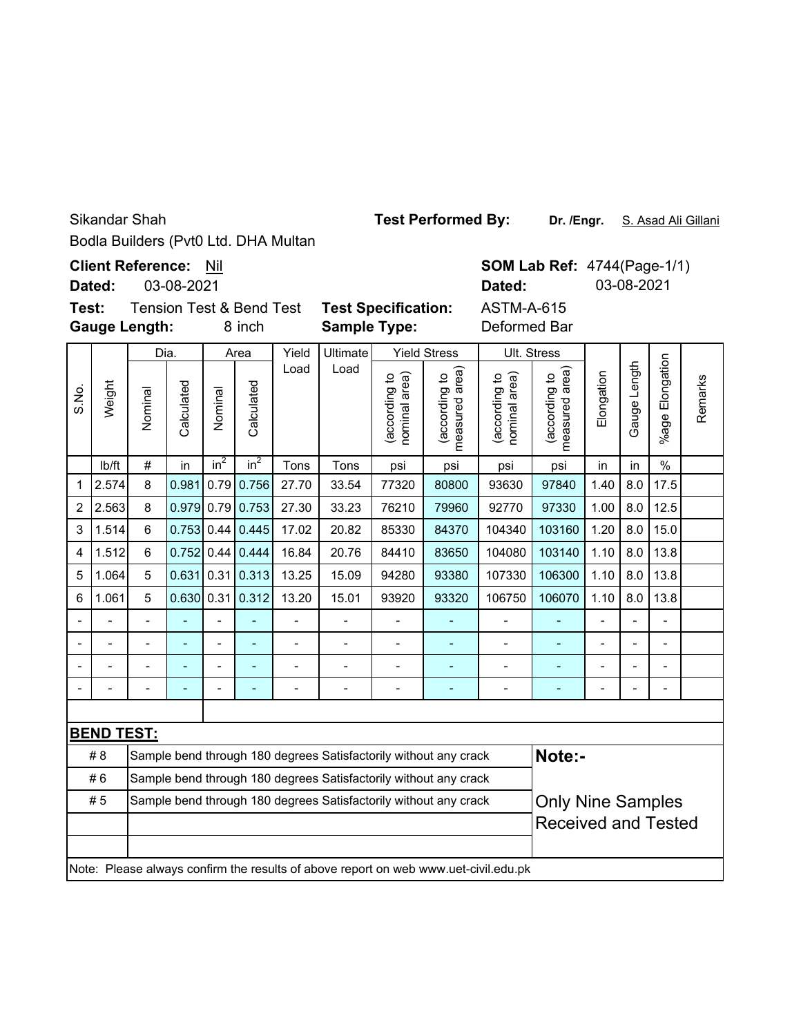Sikandar Shah

Bodla Builders (Pvt0 Ltd. DHA Multan

**Test Performed By:** **Dr. /Engr.** S. Asad Ali Gillani

**Client Reference:** Nil

**Dated:** 03-08-2021

**SOM Lab Ref:** 4744(Page-1/1)

**Dated:** 03-08-2021

**Test:** Tension Test & Bend Test

**Gauge Length:** 8 inch

**Test Specification:** ASTM-A-615

**Sample Type:** Deformed Bar

| S.No. | Weight | Dia. | | Area | | Yield Load | Ultimate Load | Yield Stress | | Ult. Stress | | Elongation | Gauge Length | %age Elongation | Remarks |
|---|---|---|---|---|---|---|---|---|---|---|---|---|---|---|---|
| | | Nominal | Calculated | Nominal | Calculated | | | (according to nominal area) | (according to measured area) | (according to nominal area) | (according to measured area) | | | | |
| | lb/ft | # | in | $in^2$ | $in^2$ | Tons | Tons | psi | psi | psi | psi | in | in | % | |
| 1 | 2.574 | 8 | 0.981 | 0.79 | 0.756 | 27.70 | 33.54 | 77320 | 80800 | 93630 | 97840 | 1.40 | 8.0 | 17.5 | |
| 2 | 2.563 | 8 | 0.979 | 0.79 | 0.753 | 27.30 | 33.23 | 76210 | 79960 | 92770 | 97330 | 1.00 | 8.0 | 12.5 | |
| 3 | 1.514 | 6 | 0.753 | 0.44 | 0.445 | 17.02 | 20.82 | 85330 | 84370 | 104340 | 103160 | 1.20 | 8.0 | 15.0 | |
| 4 | 1.512 | 6 | 0.752 | 0.44 | 0.444 | 16.84 | 20.76 | 84410 | 83650 | 104080 | 103140 | 1.10 | 8.0 | 13.8 | |
| 5 | 1.064 | 5 | 0.631 | 0.31 | 0.313 | 13.25 | 15.09 | 94280 | 93380 | 107330 | 106300 | 1.10 | 8.0 | 13.8 | |
| 6 | 1.061 | 5 | 0.630 | 0.31 | 0.312 | 13.20 | 15.01 | 93920 | 93320 | 106750 | 106070 | 1.10 | 8.0 | 13.8 | |
| - | - | - | - | - | - | - | - | - | - | - | - | - | - | - | |
| - | - | - | - | - | - | - | - | - | - | - | - | - | - | - | |
| - | - | - | - | - | - | - | - | - | - | - | - | - | - | - | |
| - | - | - | - | - | - | - | - | - | - | - | - | - | - | - | |

**BEND TEST:**

| | |
|---|---|
| # 8 | Sample bend through 180 degrees Satisfactorily without any crack |
| # 6 | Sample bend through 180 degrees Satisfactorily without any crack |
| # 5 | Sample bend through 180 degrees Satisfactorily without any crack |

**Note:-**

Only Nine Samples Received and Tested

Note: Please always confirm the results of above report on web www.uet-civil.edu.pk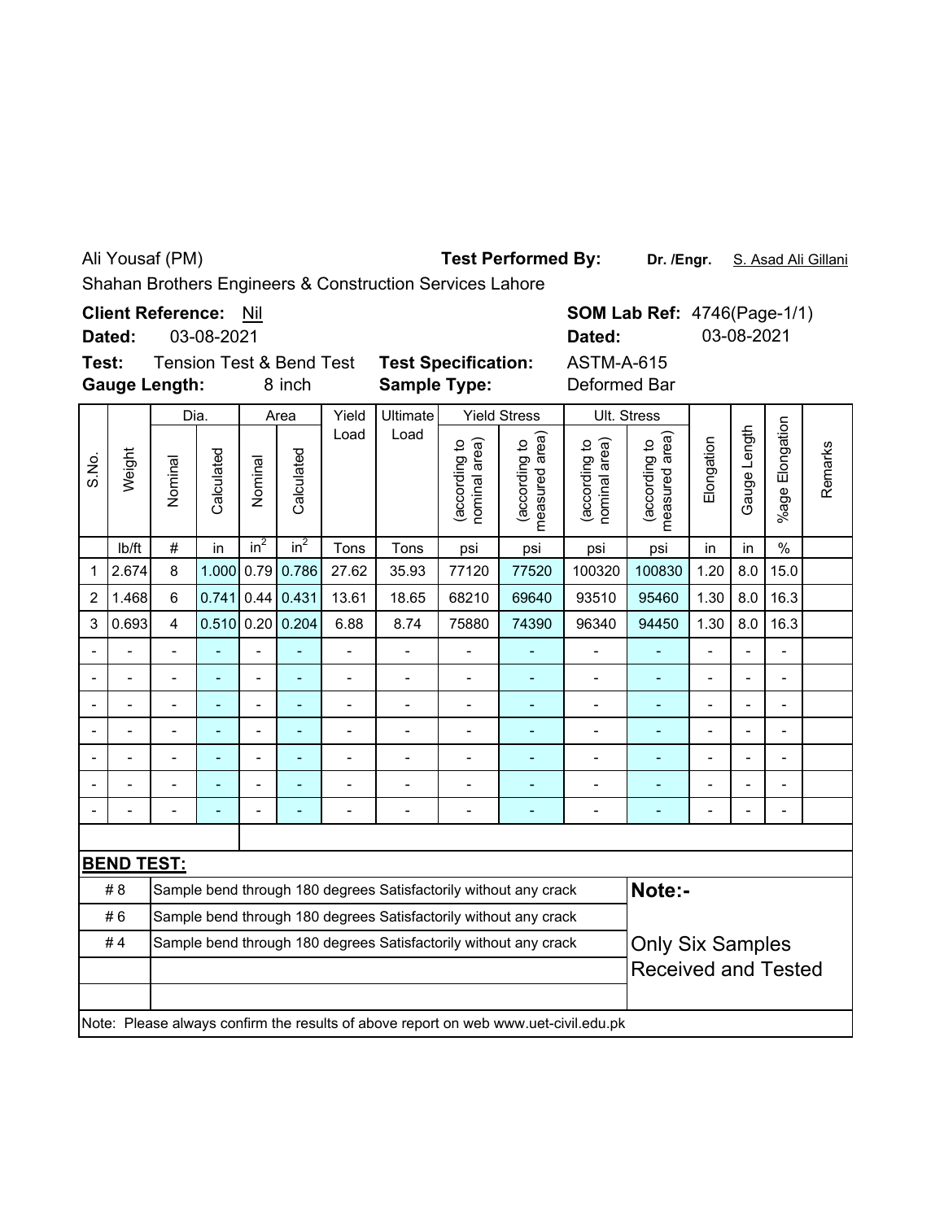Ali Yousaf (PM) **Test Performed By:** **Dr. /Engr.** S. Asad Ali Gillani

Shahan Brothers Engineers & Construction Services Lahore

**Client Reference:** Nil **SOM Lab Ref:** 4746(Page-1/1)

**Dated:** 03-08-2021 **Dated:** 03-08-2021

**Test:** Tension Test & Bend Test **Test Specification:** ASTM-A-615

**Gauge Length:** 8 inch **Sample Type:** Deformed Bar

| S.No. | Weight | Dia. | | Area | | Yield Load | Ultimate Load | Yield Stress | | Ult. Stress | | Elongation | Gauge Length | %age Elongation | Remarks |
|---|---|---|---|---|---|---|---|---|---|---|---|---|---|---|---|
| | | Nominal | Calculated | Nominal | Calculated | | | (according to nominal area) | (according to measured area) | (according to nominal area) | (according to measured area) | | | | |
| | lb/ft | # | in | $in^2$ | $in^2$ | Tons | Tons | psi | psi | psi | psi | in | in | % | |
| 1 | 2.674 | 8 | 1.000 | 0.79 | 0.786 | 27.62 | 35.93 | 77120 | 77520 | 100320 | 100830 | 1.20 | 8.0 | 15.0 | |
| 2 | 1.468 | 6 | 0.741 | 0.44 | 0.431 | 13.61 | 18.65 | 68210 | 69640 | 93510 | 95460 | 1.30 | 8.0 | 16.3 | |
| 3 | 0.693 | 4 | 0.510 | 0.20 | 0.204 | 6.88 | 8.74 | 75880 | 74390 | 96340 | 94450 | 1.30 | 8.0 | 16.3 | |
| - | - | - | - | - | - | - | - | - | - | - | - | - | - | - | |
| - | - | - | - | - | - | - | - | - | - | - | - | - | - | - | |
| - | - | - | - | - | - | - | - | - | - | - | - | - | - | - | |
| - | - | - | - | - | - | - | - | - | - | - | - | - | - | - | |
| - | - | - | - | - | - | - | - | - | - | - | - | - | - | - | |
| - | - | - | - | - | - | - | - | - | - | - | - | - | - | - | |
| - | - | - | - | - | - | - | - | - | - | - | - | - | - | - | |

**BEND TEST:**

| | |
|---|---|
| # 8 | Sample bend through 180 degrees Satisfactorily without any crack |
| # 6 | Sample bend through 180 degrees Satisfactorily without any crack |
| # 4 | Sample bend through 180 degrees Satisfactorily without any crack |

**Note:-**

Only Six Samples Received and Tested

Note: Please always confirm the results of above report on web www.uet-civil.edu.pk